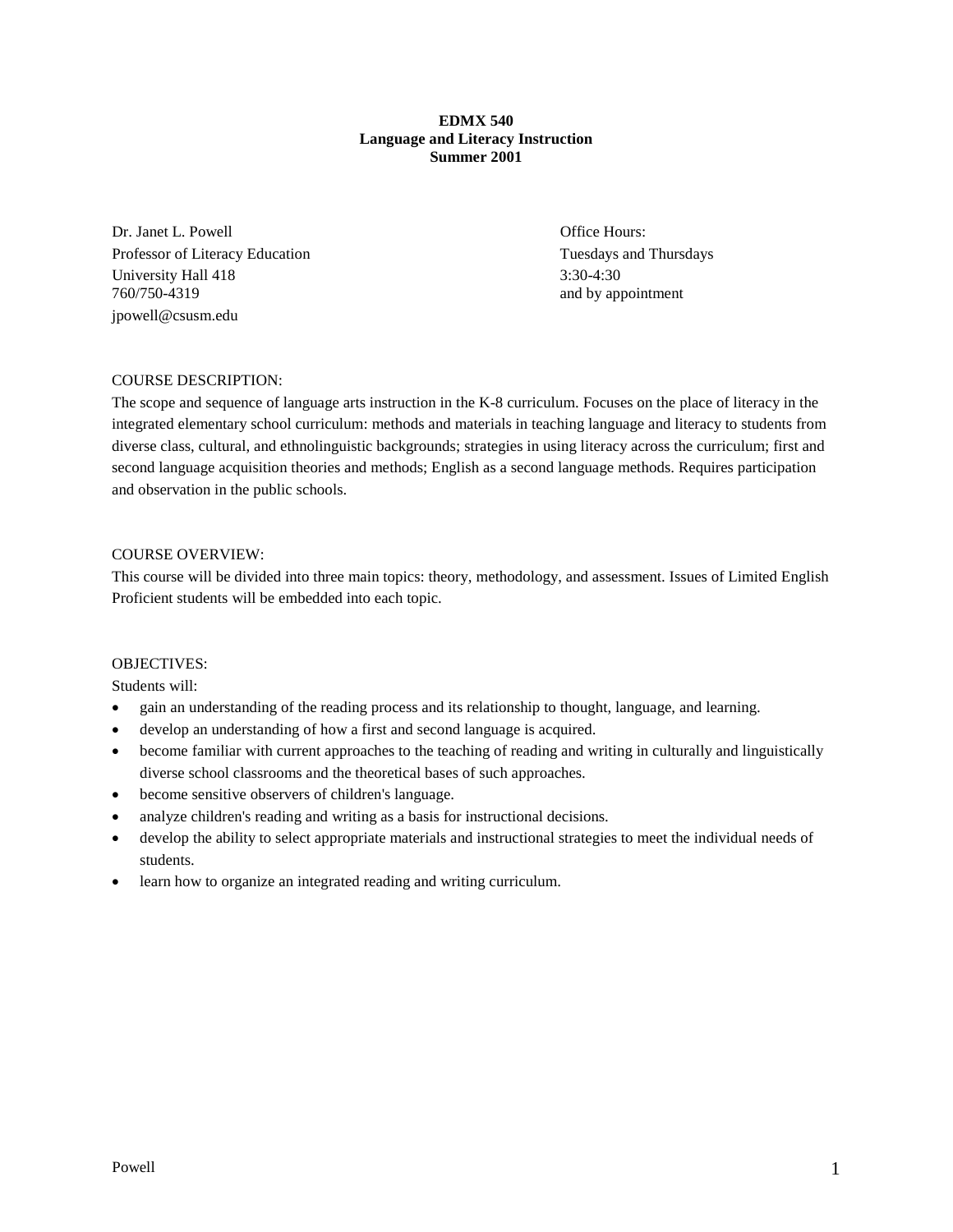**EDMX 540**
**Language and Literacy Instruction**
**Summer 2001**

Dr. Janet L. Powell
Professor of Literacy Education
University Hall 418
760/750-4319
jpowell@csusm.edu

Office Hours:
Tuesdays and Thursdays
3:30-4:30
and by appointment

COURSE DESCRIPTION:

The scope and sequence of language arts instruction in the K-8 curriculum. Focuses on the place of literacy in the integrated elementary school curriculum: methods and materials in teaching language and literacy to students from diverse class, cultural, and ethnolinguistic backgrounds; strategies in using literacy across the curriculum; first and second language acquisition theories and methods; English as a second language methods. Requires participation and observation in the public schools.

COURSE OVERVIEW:

This course will be divided into three main topics: theory, methodology, and assessment. Issues of Limited English Proficient students will be embedded into each topic.

OBJECTIVES:

Students will:

- gain an understanding of the reading process and its relationship to thought, language, and learning.
- develop an understanding of how a first and second language is acquired.
- become familiar with current approaches to the teaching of reading and writing in culturally and linguistically diverse school classrooms and the theoretical bases of such approaches.
- become sensitive observers of children's language.
- analyze children's reading and writing as a basis for instructional decisions.
- develop the ability to select appropriate materials and instructional strategies to meet the individual needs of students.
- learn how to organize an integrated reading and writing curriculum.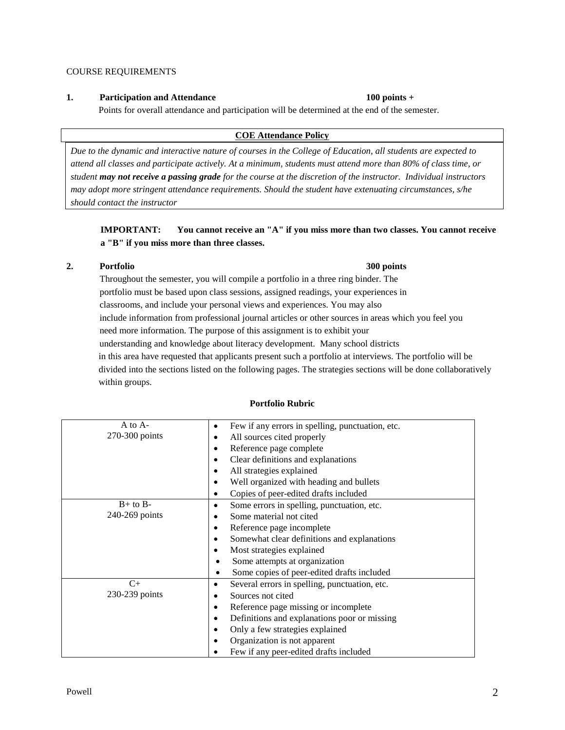COURSE REQUIREMENTS

**1. Participation and Attendance** **100 points +**

Points for overall attendance and participation will be determined at the end of the semester.

| **COE Attendance Policy** |
|---|
| *Due to the dynamic and interactive nature of courses in the College of Education, all students are expected to attend all classes and participate actively. At a minimum, students must attend more than 80% of class time, or student* ***may not receive a passing grade*** *for the course at the discretion of the instructor. Individual instructors may adopt more stringent attendance requirements. Should the student have extenuating circumstances, s/he should contact the instructor* |

**IMPORTANT: You cannot receive an "A" if you miss more than two classes. You cannot receive a "B" if you miss more than three classes.**

**2. Portfolio** **300 points**

Throughout the semester, you will compile a portfolio in a three ring binder. The portfolio must be based upon class sessions, assigned readings, your experiences in classrooms, and include your personal views and experiences. You may also include information from professional journal articles or other sources in areas which you feel you need more information. The purpose of this assignment is to exhibit your understanding and knowledge about literacy development. Many school districts in this area have requested that applicants present such a portfolio at interviews. The portfolio will be divided into the sections listed on the following pages. The strategies sections will be done collaboratively within groups.

**Portfolio Rubric**

| Grade | Criteria |
|---|---|
| A to A-<br>270-300 points | • Few if any errors in spelling, punctuation, etc.<br>• All sources cited properly<br>• Reference page complete<br>• Clear definitions and explanations<br>• All strategies explained<br>• Well organized with heading and bullets<br>• Copies of peer-edited drafts included |
| B+ to B-<br>240-269 points | • Some errors in spelling, punctuation, etc.<br>• Some material not cited<br>• Reference page incomplete<br>• Somewhat clear definitions and explanations<br>• Most strategies explained<br>• Some attempts at organization<br>• Some copies of peer-edited drafts included |
| C+<br>230-239 points | • Several errors in spelling, punctuation, etc.<br>• Sources not cited<br>• Reference page missing or incomplete<br>• Definitions and explanations poor or missing<br>• Only a few strategies explained<br>• Organization is not apparent<br>• Few if any peer-edited drafts included |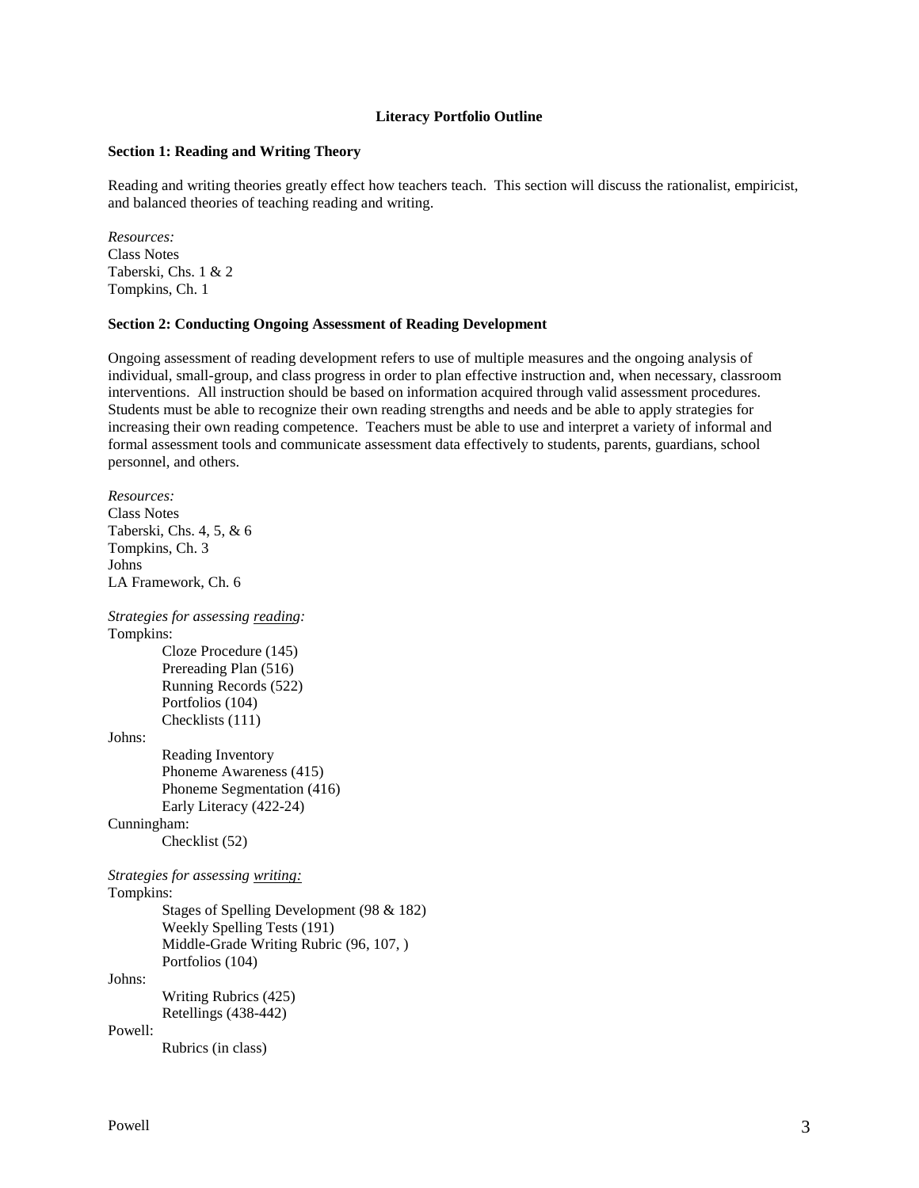**Literacy Portfolio Outline**

**Section 1: Reading and Writing Theory**

Reading and writing theories greatly effect how teachers teach. This section will discuss the rationalist, empiricist, and balanced theories of teaching reading and writing.

*Resources:*
Class Notes
Taberski, Chs. 1 & 2
Tompkins, Ch. 1

**Section 2: Conducting Ongoing Assessment of Reading Development**

Ongoing assessment of reading development refers to use of multiple measures and the ongoing analysis of individual, small-group, and class progress in order to plan effective instruction and, when necessary, classroom interventions. All instruction should be based on information acquired through valid assessment procedures. Students must be able to recognize their own reading strengths and needs and be able to apply strategies for increasing their own reading competence. Teachers must be able to use and interpret a variety of informal and formal assessment tools and communicate assessment data effectively to students, parents, guardians, school personnel, and others.

*Resources:*
Class Notes
Taberski, Chs. 4, 5, & 6
Tompkins, Ch. 3
Johns
LA Framework, Ch. 6

*Strategies for assessing reading:*
Tompkins:
- Cloze Procedure (145)
- Prereading Plan (516)
- Running Records (522)
- Portfolios (104)
- Checklists (111)

Johns:
- Reading Inventory
- Phoneme Awareness (415)
- Phoneme Segmentation (416)
- Early Literacy (422-24)

Cunningham:
- Checklist (52)

*Strategies for assessing writing:*
Tompkins:
- Stages of Spelling Development (98 & 182)
- Weekly Spelling Tests (191)
- Middle-Grade Writing Rubric (96, 107, )
- Portfolios (104)

Johns:
- Writing Rubrics (425)
- Retellings (438-442)

Powell:
- Rubrics (in class)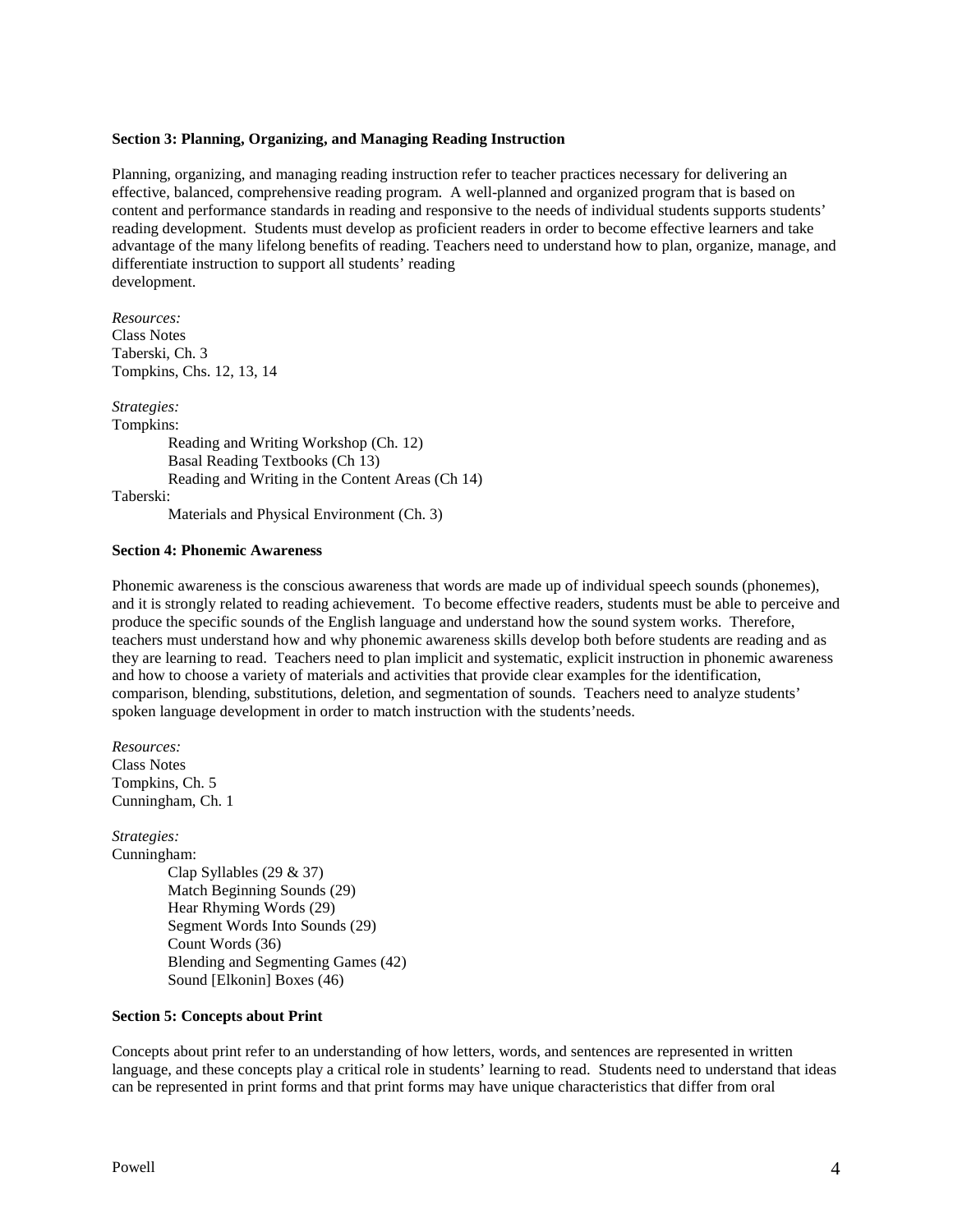**Section 3: Planning, Organizing, and Managing Reading Instruction**

Planning, organizing, and managing reading instruction refer to teacher practices necessary for delivering an effective, balanced, comprehensive reading program. A well-planned and organized program that is based on content and performance standards in reading and responsive to the needs of individual students supports students' reading development. Students must develop as proficient readers in order to become effective learners and take advantage of the many lifelong benefits of reading. Teachers need to understand how to plan, organize, manage, and differentiate instruction to support all students' reading development.

*Resources:*
Class Notes
Taberski, Ch. 3
Tompkins, Chs. 12, 13, 14

*Strategies:*
Tompkins:
- Reading and Writing Workshop (Ch. 12)
- Basal Reading Textbooks (Ch 13)
- Reading and Writing in the Content Areas (Ch 14)

Taberski:
- Materials and Physical Environment (Ch. 3)

**Section 4: Phonemic Awareness**

Phonemic awareness is the conscious awareness that words are made up of individual speech sounds (phonemes), and it is strongly related to reading achievement. To become effective readers, students must be able to perceive and produce the specific sounds of the English language and understand how the sound system works. Therefore, teachers must understand how and why phonemic awareness skills develop both before students are reading and as they are learning to read. Teachers need to plan implicit and systematic, explicit instruction in phonemic awareness and how to choose a variety of materials and activities that provide clear examples for the identification, comparison, blending, substitutions, deletion, and segmentation of sounds. Teachers need to analyze students' spoken language development in order to match instruction with the students'needs.

*Resources:*
Class Notes
Tompkins, Ch. 5
Cunningham, Ch. 1

*Strategies:*
Cunningham:
- Clap Syllables (29 & 37)
- Match Beginning Sounds (29)
- Hear Rhyming Words (29)
- Segment Words Into Sounds (29)
- Count Words (36)
- Blending and Segmenting Games (42)
- Sound [Elkonin] Boxes (46)

**Section 5: Concepts about Print**

Concepts about print refer to an understanding of how letters, words, and sentences are represented in written language, and these concepts play a critical role in students' learning to read. Students need to understand that ideas can be represented in print forms and that print forms may have unique characteristics that differ from oral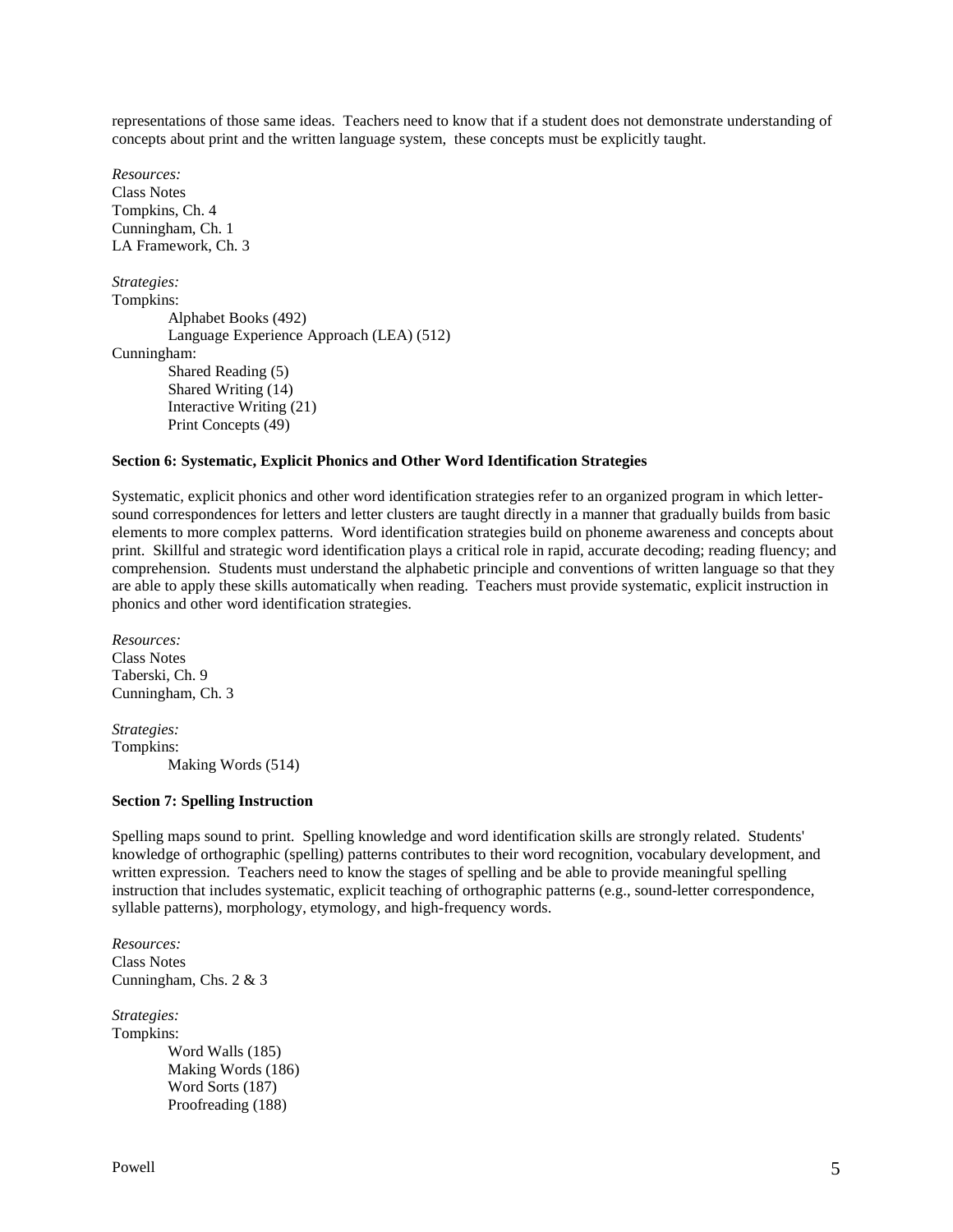representations of those same ideas. Teachers need to know that if a student does not demonstrate understanding of concepts about print and the written language system, these concepts must be explicitly taught.

*Resources:*
Class Notes
Tompkins, Ch. 4
Cunningham, Ch. 1
LA Framework, Ch. 3

*Strategies:*
Tompkins:
- Alphabet Books (492)
- Language Experience Approach (LEA) (512)

Cunningham:
- Shared Reading (5)
- Shared Writing (14)
- Interactive Writing (21)
- Print Concepts (49)

**Section 6: Systematic, Explicit Phonics and Other Word Identification Strategies**

Systematic, explicit phonics and other word identification strategies refer to an organized program in which letter-sound correspondences for letters and letter clusters are taught directly in a manner that gradually builds from basic elements to more complex patterns. Word identification strategies build on phoneme awareness and concepts about print. Skillful and strategic word identification plays a critical role in rapid, accurate decoding; reading fluency; and comprehension. Students must understand the alphabetic principle and conventions of written language so that they are able to apply these skills automatically when reading. Teachers must provide systematic, explicit instruction in phonics and other word identification strategies.

*Resources:*
Class Notes
Taberski, Ch. 9
Cunningham, Ch. 3

*Strategies:*
Tompkins:
- Making Words (514)

**Section 7: Spelling Instruction**

Spelling maps sound to print. Spelling knowledge and word identification skills are strongly related. Students' knowledge of orthographic (spelling) patterns contributes to their word recognition, vocabulary development, and written expression. Teachers need to know the stages of spelling and be able to provide meaningful spelling instruction that includes systematic, explicit teaching of orthographic patterns (e.g., sound-letter correspondence, syllable patterns), morphology, etymology, and high-frequency words.

*Resources:*
Class Notes
Cunningham, Chs. 2 & 3

*Strategies:*
Tompkins:
- Word Walls (185)
- Making Words (186)
- Word Sorts (187)
- Proofreading (188)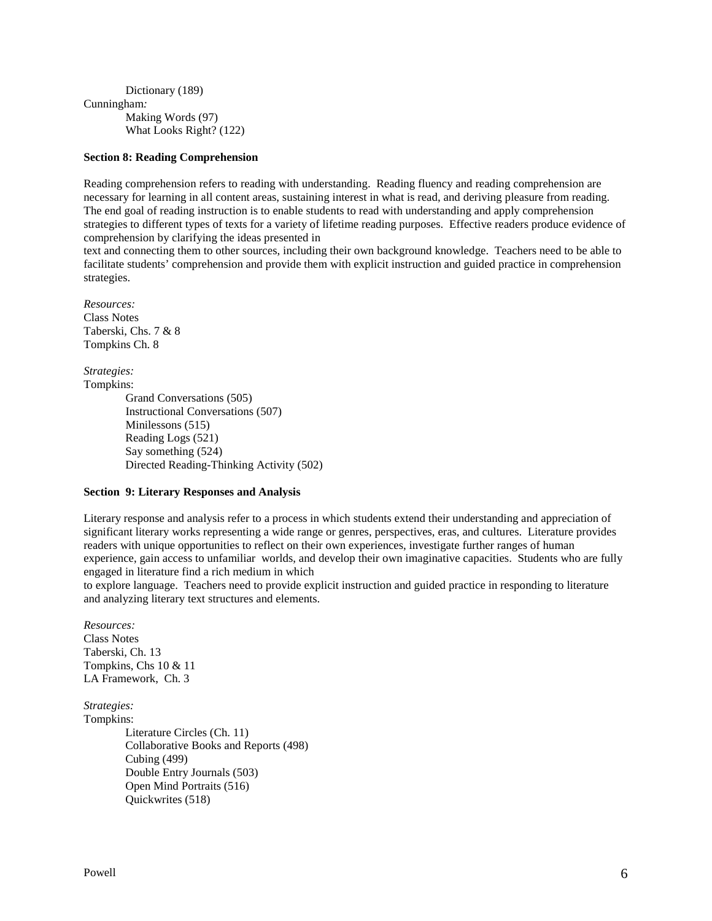Dictionary (189)

Cunningham*:*

Making Words (97)
What Looks Right? (122)

**Section 8: Reading Comprehension**

Reading comprehension refers to reading with understanding. Reading fluency and reading comprehension are necessary for learning in all content areas, sustaining interest in what is read, and deriving pleasure from reading. The end goal of reading instruction is to enable students to read with understanding and apply comprehension strategies to different types of texts for a variety of lifetime reading purposes. Effective readers produce evidence of comprehension by clarifying the ideas presented in text and connecting them to other sources, including their own background knowledge. Teachers need to be able to facilitate students' comprehension and provide them with explicit instruction and guided practice in comprehension strategies.

*Resources:*
Class Notes
Taberski, Chs. 7 & 8
Tompkins Ch. 8

*Strategies:*
Tompkins:

Grand Conversations (505)
Instructional Conversations (507)
Minilessons (515)
Reading Logs (521)
Say something (524)
Directed Reading-Thinking Activity (502)

**Section 9: Literary Responses and Analysis**

Literary response and analysis refer to a process in which students extend their understanding and appreciation of significant literary works representing a wide range or genres, perspectives, eras, and cultures. Literature provides readers with unique opportunities to reflect on their own experiences, investigate further ranges of human experience, gain access to unfamiliar worlds, and develop their own imaginative capacities. Students who are fully engaged in literature find a rich medium in which to explore language. Teachers need to provide explicit instruction and guided practice in responding to literature and analyzing literary text structures and elements.

*Resources:*
Class Notes
Taberski, Ch. 13
Tompkins, Chs 10 & 11
LA Framework, Ch. 3

*Strategies:*
Tompkins:

Literature Circles (Ch. 11)
Collaborative Books and Reports (498)
Cubing (499)
Double Entry Journals (503)
Open Mind Portraits (516)
Quickwrites (518)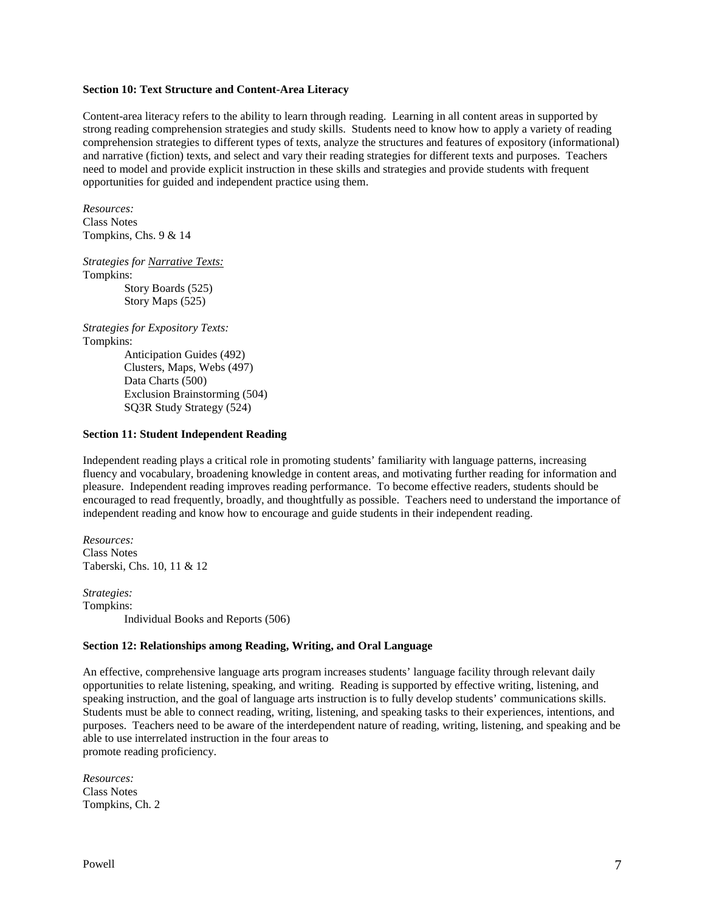**Section 10: Text Structure and Content-Area Literacy**

Content-area literacy refers to the ability to learn through reading. Learning in all content areas in supported by strong reading comprehension strategies and study skills. Students need to know how to apply a variety of reading comprehension strategies to different types of texts, analyze the structures and features of expository (informational) and narrative (fiction) texts, and select and vary their reading strategies for different texts and purposes. Teachers need to model and provide explicit instruction in these skills and strategies and provide students with frequent opportunities for guided and independent practice using them.

*Resources:*
Class Notes
Tompkins, Chs. 9 & 14

*Strategies for Narrative Texts:*
Tompkins:

- Story Boards (525)
- Story Maps (525)

*Strategies for Expository Texts:*
Tompkins:

- Anticipation Guides (492)
- Clusters, Maps, Webs (497)
- Data Charts (500)
- Exclusion Brainstorming (504)
- SQ3R Study Strategy (524)

**Section 11: Student Independent Reading**

Independent reading plays a critical role in promoting students' familiarity with language patterns, increasing fluency and vocabulary, broadening knowledge in content areas, and motivating further reading for information and pleasure. Independent reading improves reading performance. To become effective readers, students should be encouraged to read frequently, broadly, and thoughtfully as possible. Teachers need to understand the importance of independent reading and know how to encourage and guide students in their independent reading.

*Resources:*
Class Notes
Taberski, Chs. 10, 11 & 12

*Strategies:*
Tompkins:

- Individual Books and Reports (506)

**Section 12: Relationships among Reading, Writing, and Oral Language**

An effective, comprehensive language arts program increases students' language facility through relevant daily opportunities to relate listening, speaking, and writing. Reading is supported by effective writing, listening, and speaking instruction, and the goal of language arts instruction is to fully develop students' communications skills. Students must be able to connect reading, writing, listening, and speaking tasks to their experiences, intentions, and purposes. Teachers need to be aware of the interdependent nature of reading, writing, listening, and speaking and be able to use interrelated instruction in the four areas to promote reading proficiency.

*Resources:*
Class Notes
Tompkins, Ch. 2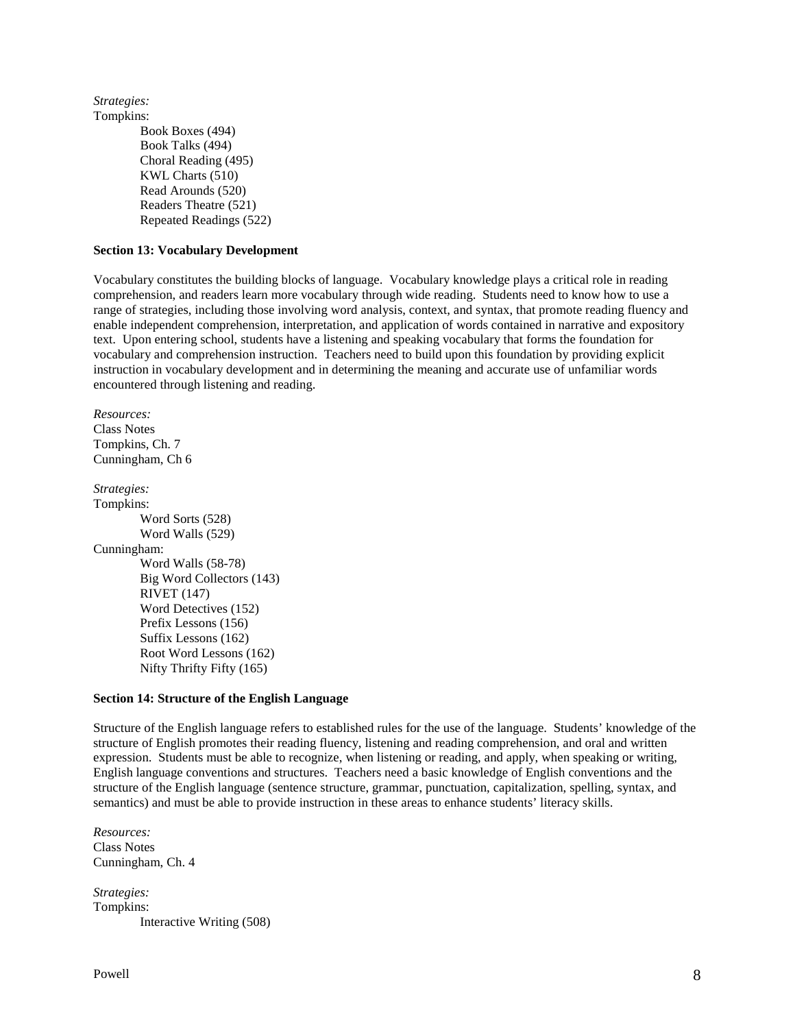*Strategies:*

Tompkins:

- Book Boxes (494)
- Book Talks (494)
- Choral Reading (495)
- KWL Charts (510)
- Read Arounds (520)
- Readers Theatre (521)
- Repeated Readings (522)

**Section 13: Vocabulary Development**

Vocabulary constitutes the building blocks of language. Vocabulary knowledge plays a critical role in reading comprehension, and readers learn more vocabulary through wide reading. Students need to know how to use a range of strategies, including those involving word analysis, context, and syntax, that promote reading fluency and enable independent comprehension, interpretation, and application of words contained in narrative and expository text. Upon entering school, students have a listening and speaking vocabulary that forms the foundation for vocabulary and comprehension instruction. Teachers need to build upon this foundation by providing explicit instruction in vocabulary development and in determining the meaning and accurate use of unfamiliar words encountered through listening and reading.

*Resources:*

Class Notes
Tompkins, Ch. 7
Cunningham, Ch 6

*Strategies:*

Tompkins:

- Word Sorts (528)
- Word Walls (529)

Cunningham:

- Word Walls (58-78)
- Big Word Collectors (143)
- RIVET (147)
- Word Detectives (152)
- Prefix Lessons (156)
- Suffix Lessons (162)
- Root Word Lessons (162)
- Nifty Thrifty Fifty (165)

**Section 14: Structure of the English Language**

Structure of the English language refers to established rules for the use of the language. Students' knowledge of the structure of English promotes their reading fluency, listening and reading comprehension, and oral and written expression. Students must be able to recognize, when listening or reading, and apply, when speaking or writing, English language conventions and structures. Teachers need a basic knowledge of English conventions and the structure of the English language (sentence structure, grammar, punctuation, capitalization, spelling, syntax, and semantics) and must be able to provide instruction in these areas to enhance students' literacy skills.

*Resources:*

Class Notes
Cunningham, Ch. 4

*Strategies:*

Tompkins:

- Interactive Writing (508)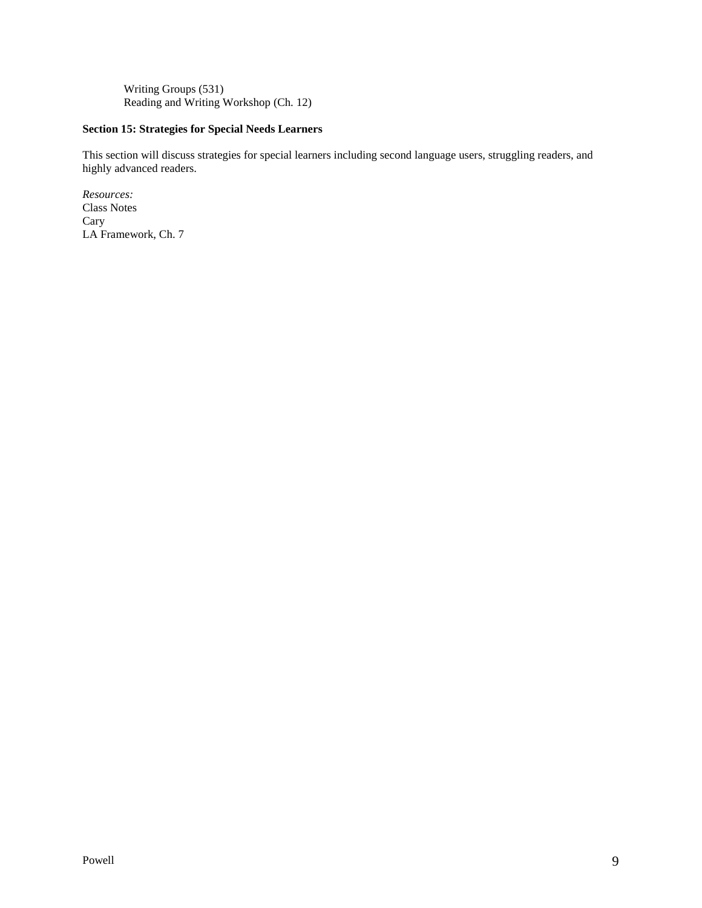Writing Groups (531)
Reading and Writing Workshop (Ch. 12)

**Section 15: Strategies for Special Needs Learners**

This section will discuss strategies for special learners including second language users, struggling readers, and highly advanced readers.

*Resources:*
Class Notes
Cary
LA Framework, Ch. 7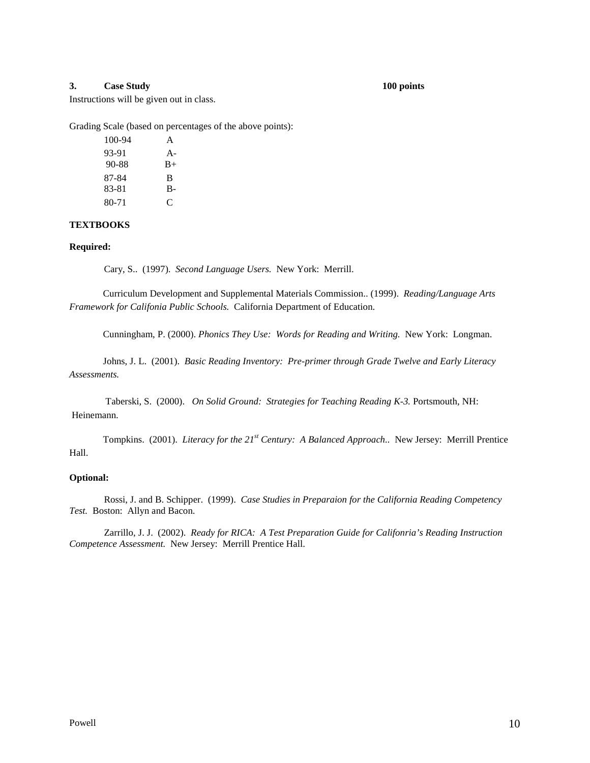**3. Case Study 100 points**

Instructions will be given out in class.

Grading Scale (based on percentages of the above points):

| | |
|---|---|
| 100-94 | A |
| 93-91 | A- |
| 90-88 | B+ |
| 87-84 | B |
| 83-81 | B- |
| 80-71 | C |

**TEXTBOOKS**

**Required:**

Cary, S.. (1997). *Second Language Users.* New York: Merrill.

Curriculum Development and Supplemental Materials Commission.. (1999). *Reading/Language Arts Framework for Califonia Public Schools.* California Department of Education.

Cunningham, P. (2000). *Phonics They Use: Words for Reading and Writing.* New York: Longman.

Johns, J. L. (2001). *Basic Reading Inventory: Pre-primer through Grade Twelve and Early Literacy Assessments.*

Taberski, S. (2000). *On Solid Ground: Strategies for Teaching Reading K-3.* Portsmouth, NH: Heinemann.

Tompkins. (2001). *Literacy for the 21st Century: A Balanced Approach..* New Jersey: Merrill Prentice Hall.

**Optional:**

Rossi, J. and B. Schipper. (1999). *Case Studies in Preparaion for the California Reading Competency Test.* Boston: Allyn and Bacon.

Zarrillo, J. J. (2002). *Ready for RICA: A Test Preparation Guide for Califonria's Reading Instruction Competence Assessment.* New Jersey: Merrill Prentice Hall.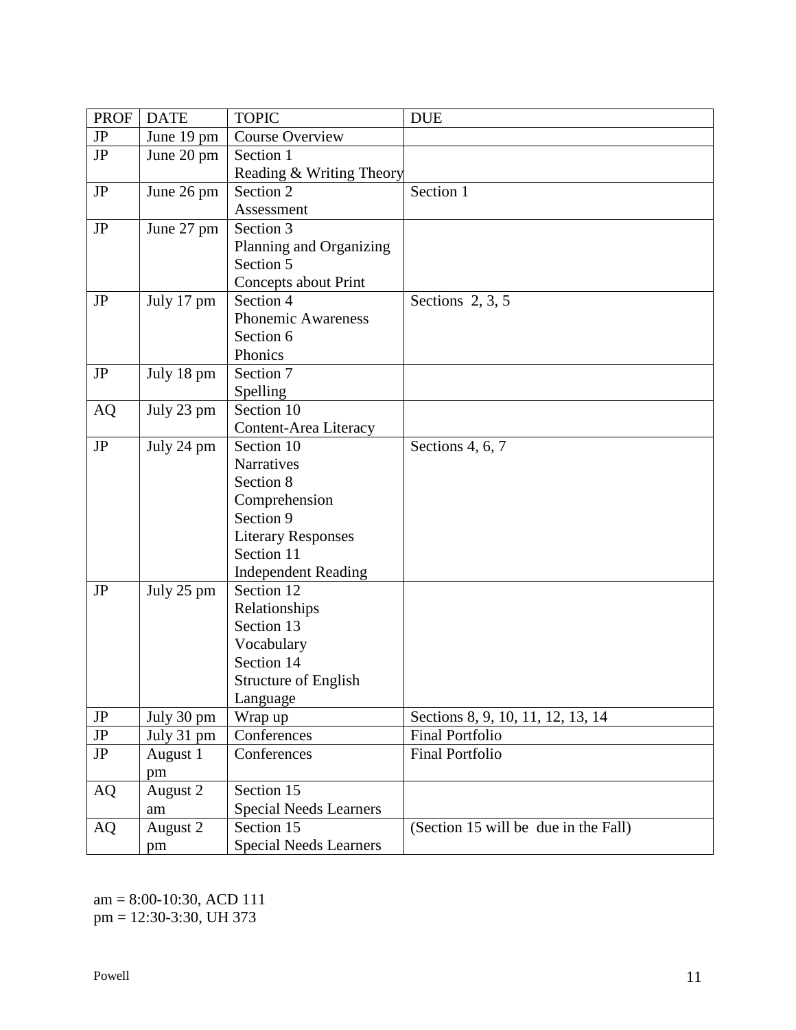| PROF | DATE | TOPIC | DUE |
|---|---|---|---|
| JP | June 19 pm | Course Overview | |
| JP | June 20 pm | Section 1<br>Reading & Writing Theory | |
| JP | June 26 pm | Section 2<br>Assessment | Section 1 |
| JP | June 27 pm | Section 3<br>Planning and Organizing<br>Section 5<br>Concepts about Print | |
| JP | July 17 pm | Section 4<br>Phonemic Awareness<br>Section 6<br>Phonics | Sections 2, 3, 5 |
| JP | July 18 pm | Section 7<br>Spelling | |
| AQ | July 23 pm | Section 10<br>Content-Area Literacy | |
| JP | July 24 pm | Section 10<br>Narratives<br>Section 8<br>Comprehension<br>Section 9<br>Literary Responses<br>Section 11<br>Independent Reading | Sections 4, 6, 7 |
| JP | July 25 pm | Section 12<br>Relationships<br>Section 13<br>Vocabulary<br>Section 14<br>Structure of English Language | |
| JP | July 30 pm | Wrap up | Sections 8, 9, 10, 11, 12, 13, 14 |
| JP | July 31 pm | Conferences | Final Portfolio |
| JP | August 1 pm | Conferences | Final Portfolio |
| AQ | August 2 am | Section 15<br>Special Needs Learners | |
| AQ | August 2 pm | Section 15<br>Special Needs Learners | (Section 15 will be due in the Fall) |

am = 8:00-10:30, ACD 111
pm = 12:30-3:30, UH 373